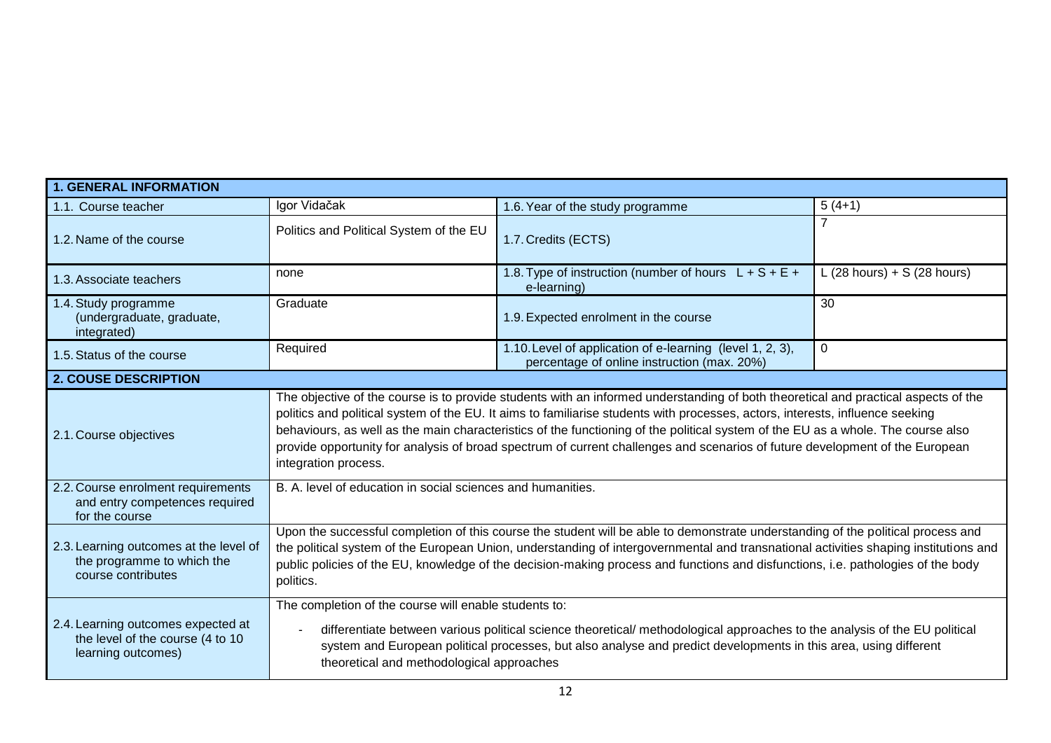| 1. GENERAL INFORMATION | | | |
|---|---|---|---|
| 1.1. Course teacher | Igor Vidačak | 1.6. Year of the study programme | 5 (4+1) |
| 1.2. Name of the course | Politics and Political System of the EU | 1.7. Credits (ECTS) | 7 |
| 1.3. Associate teachers | none | 1.8. Type of instruction (number of hours L + S + E + e-learning) | L (28 hours) + S (28 hours) |
| 1.4. Study programme (undergraduate, graduate, integrated) | Graduate | 1.9. Expected enrolment in the course | 30 |
| 1.5. Status of the course | Required | 1.10. Level of application of e-learning (level 1, 2, 3), percentage of online instruction (max. 20%) | 0 |
| **2. COUSE DESCRIPTION** | | | |
| 2.1. Course objectives | The objective of the course is to provide students with an informed understanding of both theoretical and practical aspects of the politics and political system of the EU. It aims to familiarise students with processes, actors, interests, influence seeking behaviours, as well as the main characteristics of the functioning of the political system of the EU as a whole. The course also provide opportunity for analysis of broad spectrum of current challenges and scenarios of future development of the European integration process. | | |
| 2.2. Course enrolment requirements and entry competences required for the course | B. A. level of education in social sciences and humanities. | | |
| 2.3. Learning outcomes at the level of the programme to which the course contributes | Upon the successful completion of this course the student will be able to demonstrate understanding of the political process and the political system of the European Union, understanding of intergovernmental and transnational activities shaping institutions and public policies of the EU, knowledge of the decision-making process and functions and disfunctions, i.e. pathologies of the body politics. | | |
| 2.4. Learning outcomes expected at the level of the course (4 to 10 learning outcomes) | The completion of the course will enable students to:<br>- differentiate between various political science theoretical/ methodological approaches to the analysis of the EU political system and European political processes, but also analyse and predict developments in this area, using different theoretical and methodological approaches | | |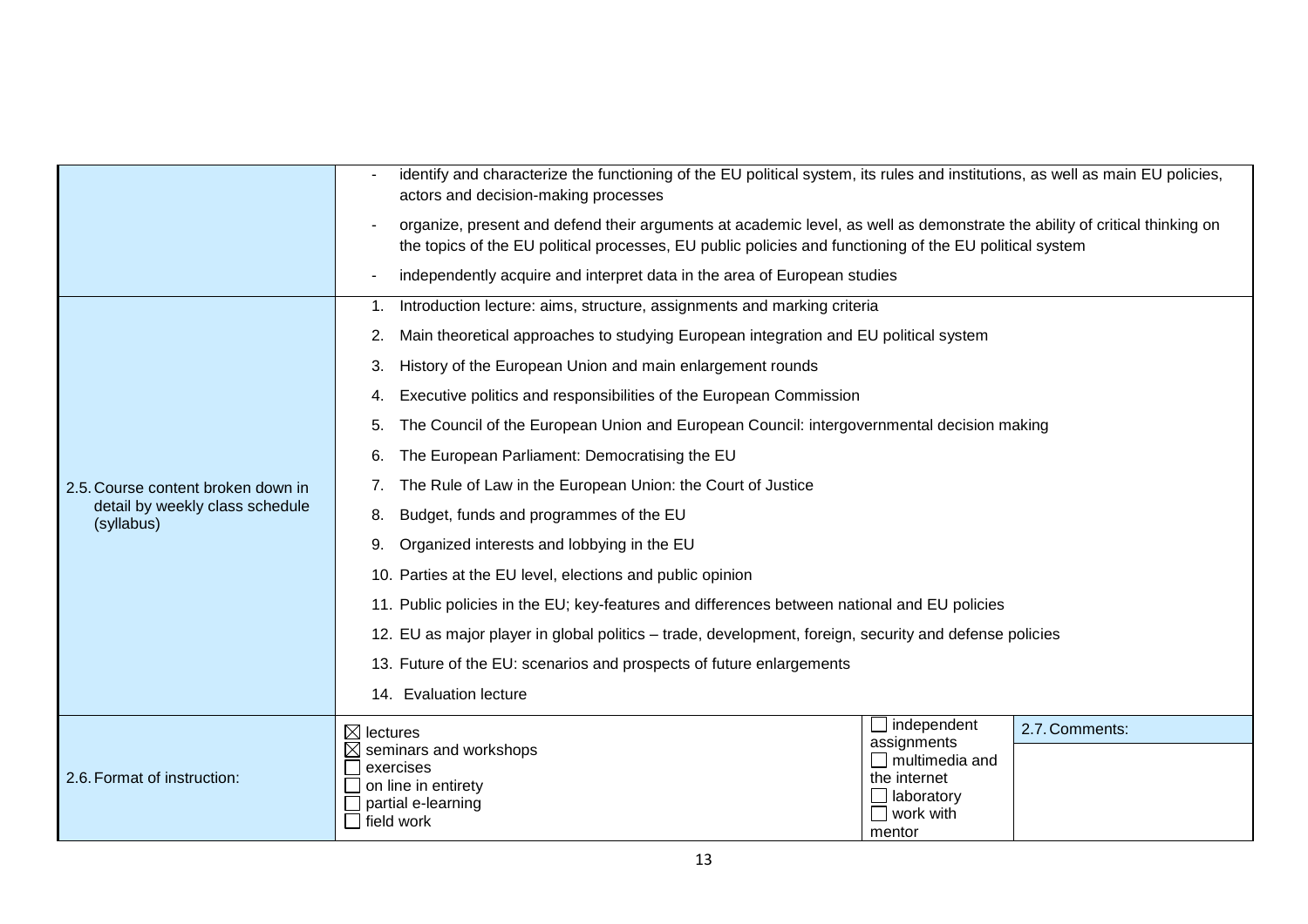| | | | |
|---|---|---|---|
| | - identify and characterize the functioning of the EU political system, its rules and institutions, as well as main EU policies, actors and decision-making processes<br>- organize, present and defend their arguments at academic level, as well as demonstrate the ability of critical thinking on the topics of the EU political processes, EU public policies and functioning of the EU political system<br>- independently acquire and interpret data in the area of European studies | | |
| 2.5. Course content broken down in detail by weekly class schedule (syllabus) | 1. Introduction lecture: aims, structure, assignments and marking criteria<br>2. Main theoretical approaches to studying European integration and EU political system<br>3. History of the European Union and main enlargement rounds<br>4. Executive politics and responsibilities of the European Commission<br>5. The Council of the European Union and European Council: intergovernmental decision making<br>6. The European Parliament: Democratising the EU<br>7. The Rule of Law in the European Union: the Court of Justice<br>8. Budget, funds and programmes of the EU<br>9. Organized interests and lobbying in the EU<br>10. Parties at the EU level, elections and public opinion<br>11. Public policies in the EU; key-features and differences between national and EU policies<br>12. EU as major player in global politics – trade, development, foreign, security and defense policies<br>13. Future of the EU: scenarios and prospects of future enlargements<br>14. Evaluation lecture | | |
| 2.6. Format of instruction: | ☒ lectures<br>☒ seminars and workshops<br>☐ exercises<br>☐ on line in entirety<br>☐ partial e-learning<br>☐ field work | ☐ independent assignments<br>☐ multimedia and the internet<br>☐ laboratory<br>☐ work with mentor | 2.7. Comments: |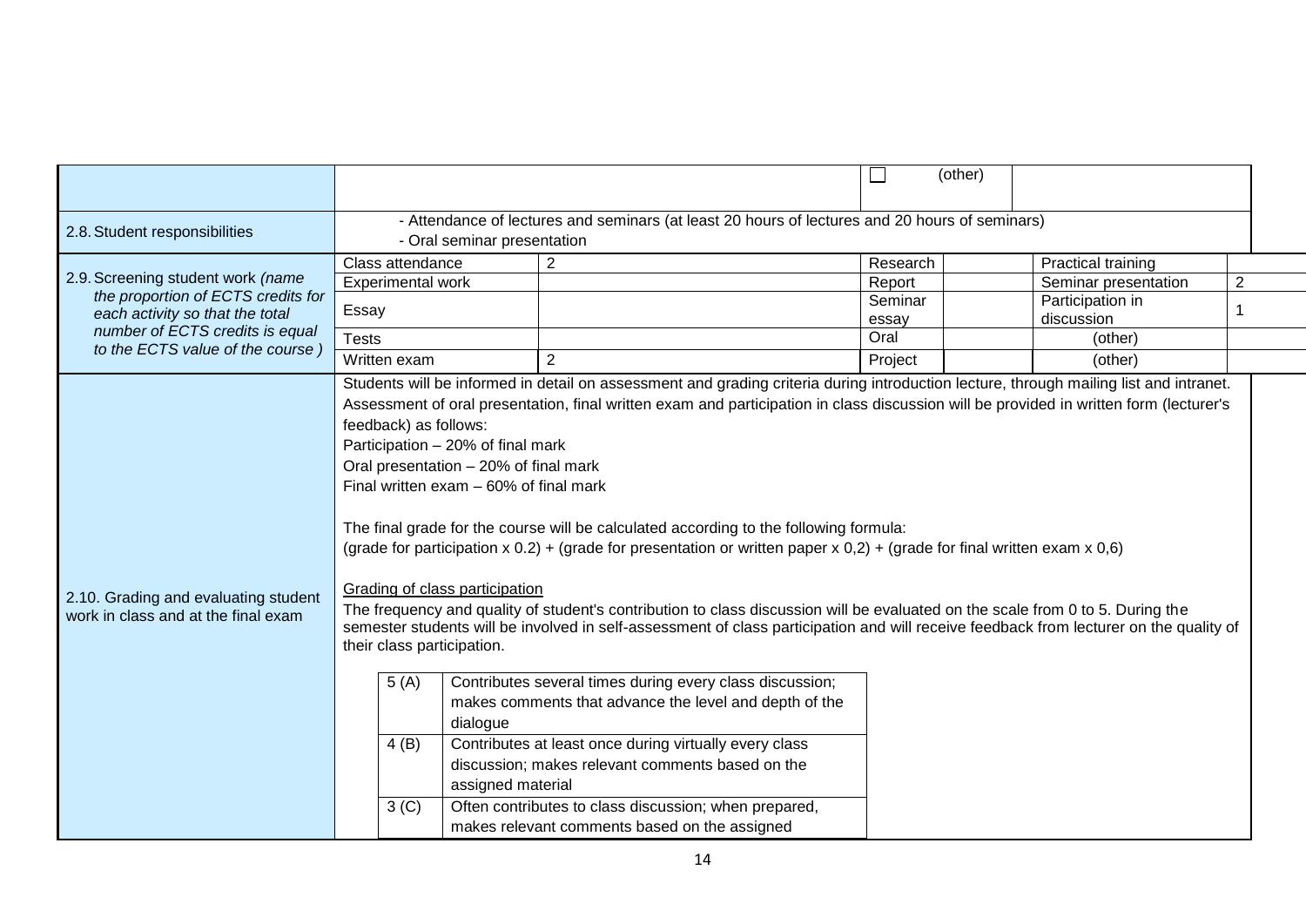| | | | | | |
|---|---|---|---|---|---|
| | | ☐ (other) | | | |

| | |
|---|---|
| 2.8. Student responsibilities | - Attendance of lectures and seminars (at least 20 hours of lectures and 20 hours of seminars)<br>- Oral seminar presentation |

| 2.9. Screening student work *(name the proportion of ECTS credits for each activity so that the total number of ECTS credits is equal to the ECTS value of the course )* | | | | | | |
|---|---|---|---|---|---|---|
| Class attendance | 2 | Research | | Practical training | |
| Experimental work | | Report | | Seminar presentation | 2 |
| Essay | | Seminar essay | | Participation in discussion | 1 |
| Tests | | Oral | | (other) | |
| Written exam | 2 | Project | | (other) | |

**2.10. Grading and evaluating student work in class and at the final exam**

Students will be informed in detail on assessment and grading criteria during introduction lecture, through mailing list and intranet. Assessment of oral presentation, final written exam and participation in class discussion will be provided in written form (lecturer's feedback) as follows:

Participation – 20% of final mark
Oral presentation – 20% of final mark
Final written exam – 60% of final mark

The final grade for the course will be calculated according to the following formula:
(grade for participation x 0.2) + (grade for presentation or written paper x 0,2) + (grade for final written exam x 0,6)

Grading of class participation

The frequency and quality of student's contribution to class discussion will be evaluated on the scale from 0 to 5. During the semester students will be involved in self-assessment of class participation and will receive feedback from lecturer on the quality of their class participation.

| | |
|---|---|
| 5 (A) | Contributes several times during every class discussion; makes comments that advance the level and depth of the dialogue |
| 4 (B) | Contributes at least once during virtually every class discussion; makes relevant comments based on the assigned material |
| 3 (C) | Often contributes to class discussion; when prepared, makes relevant comments based on the assigned |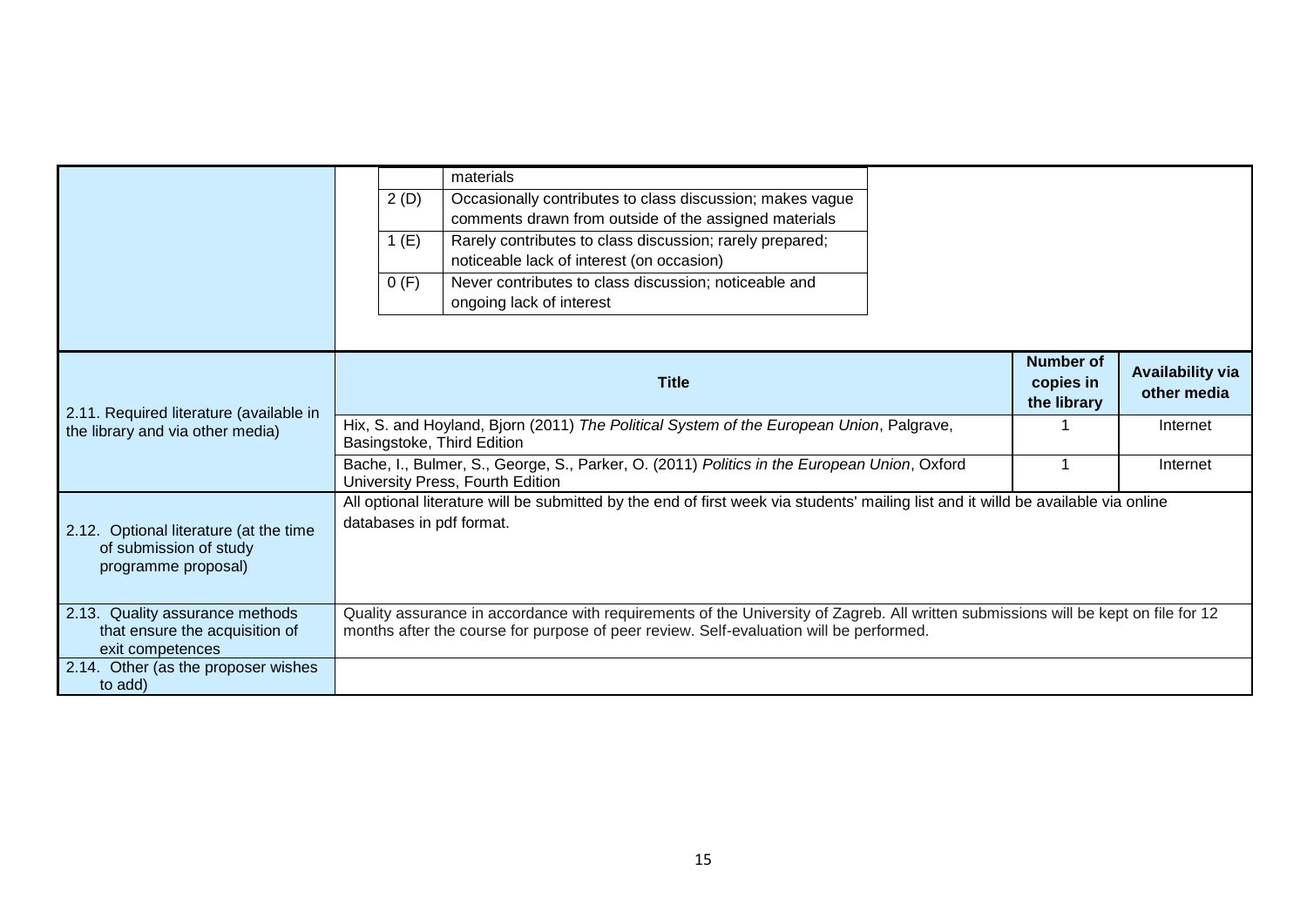| | | |
|---|---|---|
| | | materials |
| | 2 (D) | Occasionally contributes to class discussion; makes vague comments drawn from outside of the assigned materials |
| | 1 (E) | Rarely contributes to class discussion; rarely prepared; noticeable lack of interest (on occasion) |
| | 0 (F) | Never contributes to class discussion; noticeable and ongoing lack of interest |

| | Title | Number of copies in the library | Availability via other media |
|---|---|---|---|
| 2.11. Required literature (available in the library and via other media) | Hix, S. and Hoyland, Bjorn (2011) *The Political System of the European Union*, Palgrave, Basingstoke, Third Edition | 1 | Internet |
| | Bache, I., Bulmer, S., George, S., Parker, O. (2011) *Politics in the European Union*, Oxford University Press, Fourth Edition | 1 | Internet |
| 2.12. Optional literature (at the time of submission of study programme proposal) | All optional literature will be submitted by the end of first week via students' mailing list and it willd be available via online databases in pdf format. | | |
| 2.13. Quality assurance methods that ensure the acquisition of exit competences | Quality assurance in accordance with requirements of the University of Zagreb. All written submissions will be kept on file for 12 months after the course for purpose of peer review. Self-evaluation will be performed. | | |
| 2.14. Other (as the proposer wishes to add) | | | |